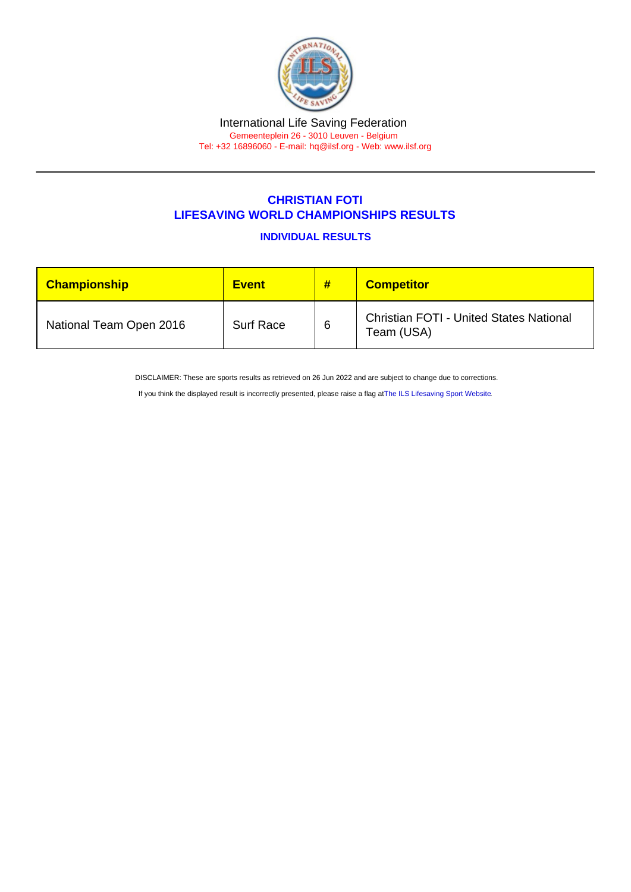International Life Saving Federation

Gemeenteplein 26 - 3010 Leuven - Belgium

Tel: +32 16896060 - E-mail: hq@ilsf.org - Web: www.ilsf.org

## CHRISTIAN FOTI
## LIFESAVING WORLD CHAMPIONSHIPS RESULTS

### INDIVIDUAL RESULTS

| Championship | Event | # | Competitor |
| --- | --- | --- | --- |
| National Team Open 2016 | Surf Race | 6 | Christian FOTI - United States National Team (USA) |

DISCLAIMER: These are sports results as retrieved on 26 Jun 2022 and are subject to change due to corrections.

If you think the displayed result is incorrectly presented, please raise a flag atThe ILS Lifesaving Sport Website.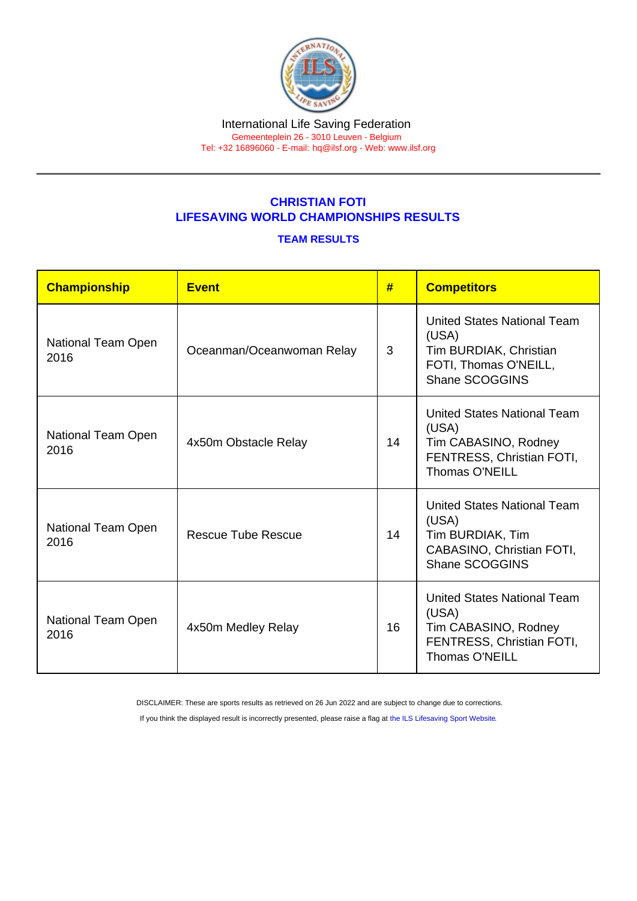International Life Saving Federation

Gemeenteplein 26 - 3010 Leuven - Belgium

Tel: +32 16896060 - E-mail: hq@ilsf.org - Web: www.ilsf.org

## CHRISTIAN FOTI
## LIFESAVING WORLD CHAMPIONSHIPS RESULTS

### TEAM RESULTS

| Championship | Event | # | Competitors |
|---|---|---|---|
| National Team Open 2016 | Oceanman/Oceanwoman Relay | 3 | United States National Team (USA) Tim BURDIAK, Christian FOTI, Thomas O'NEILL, Shane SCOGGINS |
| National Team Open 2016 | 4x50m Obstacle Relay | 14 | United States National Team (USA) Tim CABASINO, Rodney FENTRESS, Christian FOTI, Thomas O'NEILL |
| National Team Open 2016 | Rescue Tube Rescue | 14 | United States National Team (USA) Tim BURDIAK, Tim CABASINO, Christian FOTI, Shane SCOGGINS |
| National Team Open 2016 | 4x50m Medley Relay | 16 | United States National Team (USA) Tim CABASINO, Rodney FENTRESS, Christian FOTI, Thomas O'NEILL |

DISCLAIMER: These are sports results as retrieved on 26 Jun 2022 and are subject to change due to corrections.

If you think the displayed result is incorrectly presented, please raise a flag at the ILS Lifesaving Sport Website.